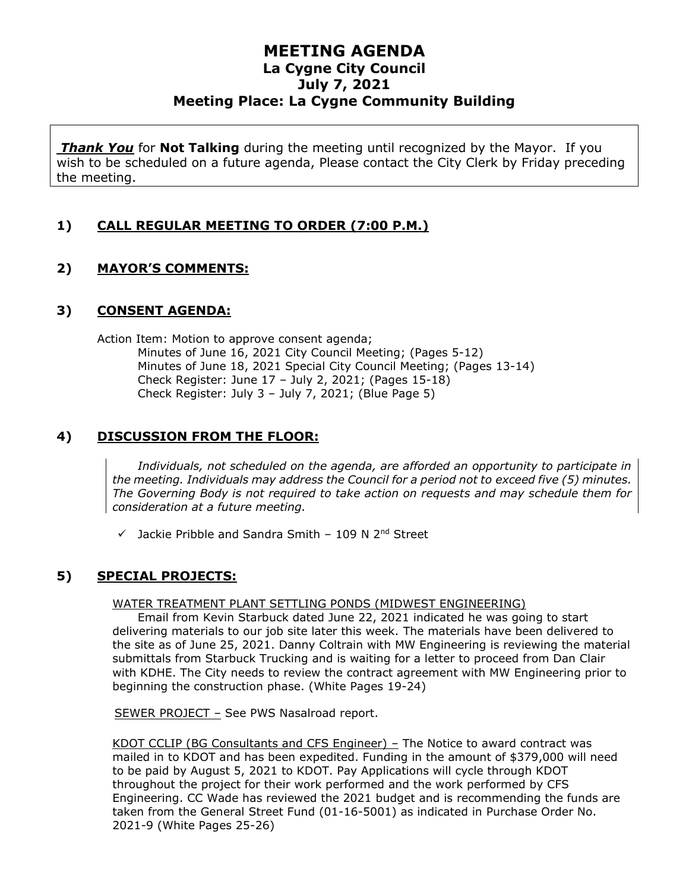# MEETING AGENDA

## La Cygne City Council
## July 7, 2021
## Meeting Place: La Cygne Community Building

> ***Thank You*** for **Not Talking** during the meeting until recognized by the Mayor. If you wish to be scheduled on a future agenda, Please contact the City Clerk by Friday preceding the meeting.

## 1) CALL REGULAR MEETING TO ORDER (7:00 P.M.)

## 2) MAYOR'S COMMENTS:

## 3) CONSENT AGENDA:

Action Item: Motion to approve consent agenda;
- Minutes of June 16, 2021 City Council Meeting; (Pages 5-12)
- Minutes of June 18, 2021 Special City Council Meeting; (Pages 13-14)
- Check Register: June 17 – July 2, 2021; (Pages 15-18)
- Check Register: July 3 – July 7, 2021; (Blue Page 5)

## 4) DISCUSSION FROM THE FLOOR:

*Individuals, not scheduled on the agenda, are afforded an opportunity to participate in the meeting. Individuals may address the Council for a period not to exceed five (5) minutes. The Governing Body is not required to take action on requests and may schedule them for consideration at a future meeting.*

- ✓ Jackie Pribble and Sandra Smith – 109 N 2nd Street

## 5) SPECIAL PROJECTS:

WATER TREATMENT PLANT SETTLING PONDS (MIDWEST ENGINEERING)

Email from Kevin Starbuck dated June 22, 2021 indicated he was going to start delivering materials to our job site later this week. The materials have been delivered to the site as of June 25, 2021. Danny Coltrain with MW Engineering is reviewing the material submittals from Starbuck Trucking and is waiting for a letter to proceed from Dan Clair with KDHE. The City needs to review the contract agreement with MW Engineering prior to beginning the construction phase. (White Pages 19-24)

SEWER PROJECT – See PWS Nasalroad report.

KDOT CCLIP (BG Consultants and CFS Engineer) – The Notice to award contract was mailed in to KDOT and has been expedited. Funding in the amount of $379,000 will need to be paid by August 5, 2021 to KDOT. Pay Applications will cycle through KDOT throughout the project for their work performed and the work performed by CFS Engineering. CC Wade has reviewed the 2021 budget and is recommending the funds are taken from the General Street Fund (01-16-5001) as indicated in Purchase Order No. 2021-9 (White Pages 25-26)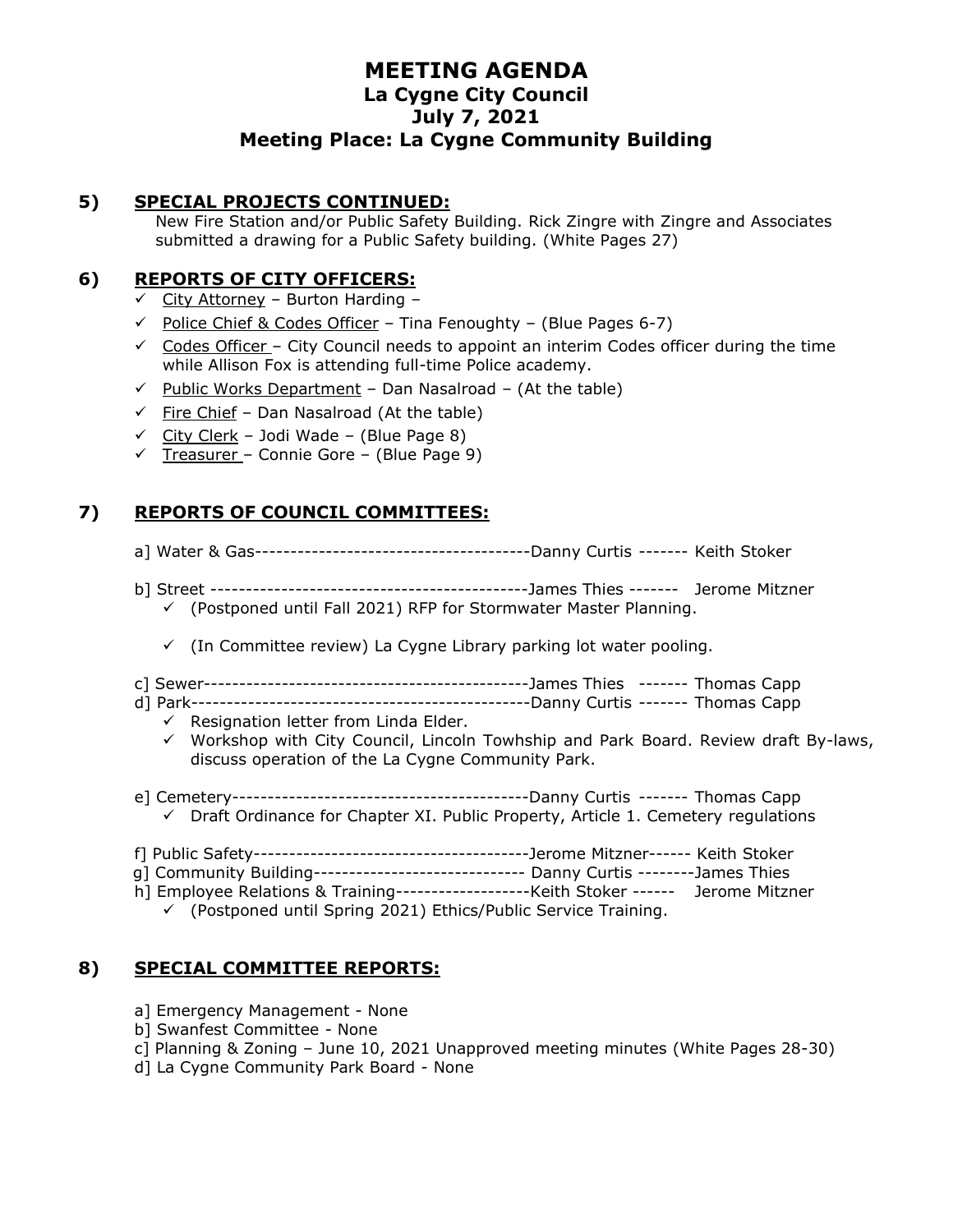# MEETING AGENDA
## La Cygne City Council
## July 7, 2021
## Meeting Place: La Cygne Community Building

### 5) SPECIAL PROJECTS CONTINUED:

New Fire Station and/or Public Safety Building. Rick Zingre with Zingre and Associates submitted a drawing for a Public Safety building. (White Pages 27)

### 6) REPORTS OF CITY OFFICERS:

- ✓ City Attorney – Burton Harding –
- ✓ Police Chief & Codes Officer – Tina Fenoughty – (Blue Pages 6-7)
- ✓ Codes Officer – City Council needs to appoint an interim Codes officer during the time while Allison Fox is attending full-time Police academy.
- ✓ Public Works Department – Dan Nasalroad – (At the table)
- ✓ Fire Chief – Dan Nasalroad (At the table)
- ✓ City Clerk – Jodi Wade – (Blue Page 8)
- ✓ Treasurer – Connie Gore – (Blue Page 9)

### 7) REPORTS OF COUNCIL COMMITTEES:

a] Water & Gas---------------------------------------Danny Curtis ------- Keith Stoker

b] Street --------------------------------------------James Thies ------- Jerome Mitzner

- ✓ (Postponed until Fall 2021) RFP for Stormwater Master Planning.
- ✓ (In Committee review) La Cygne Library parking lot water pooling.

c] Sewer---------------------------------------------James Thies ------- Thomas Capp

d] Park-----------------------------------------------Danny Curtis ------- Thomas Capp

- ✓ Resignation letter from Linda Elder.
- ✓ Workshop with City Council, Lincoln Towhship and Park Board. Review draft By-laws, discuss operation of the La Cygne Community Park.

e] Cemetery------------------------------------------Danny Curtis ------- Thomas Capp

- ✓ Draft Ordinance for Chapter XI. Public Property, Article 1. Cemetery regulations

f] Public Safety---------------------------------------Jerome Mitzner------ Keith Stoker

g] Community Building------------------------------ Danny Curtis --------James Thies

h] Employee Relations & Training-------------------Keith Stoker ------ Jerome Mitzner

- ✓ (Postponed until Spring 2021) Ethics/Public Service Training.

### 8) SPECIAL COMMITTEE REPORTS:

a] Emergency Management - None

b] Swanfest Committee - None

c] Planning & Zoning – June 10, 2021 Unapproved meeting minutes (White Pages 28-30)

d] La Cygne Community Park Board - None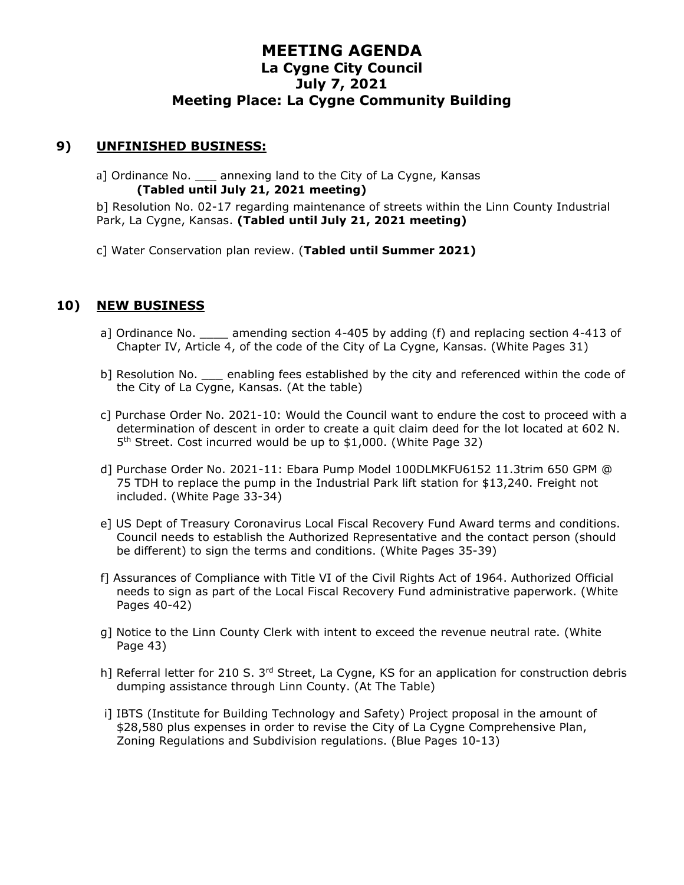# MEETING AGENDA
## La Cygne City Council
## July 7, 2021
## Meeting Place: La Cygne Community Building

## 9) UNFINISHED BUSINESS:

a] Ordinance No. ___ annexing land to the City of La Cygne, Kansas **(Tabled until July 21, 2021 meeting)**

b] Resolution No. 02-17 regarding maintenance of streets within the Linn County Industrial Park, La Cygne, Kansas. **(Tabled until July 21, 2021 meeting)**

c] Water Conservation plan review. (**Tabled until Summer 2021)**

## 10) NEW BUSINESS

a] Ordinance No. ____ amending section 4-405 by adding (f) and replacing section 4-413 of Chapter IV, Article 4, of the code of the City of La Cygne, Kansas. (White Pages 31)

b] Resolution No. ___ enabling fees established by the city and referenced within the code of the City of La Cygne, Kansas. (At the table)

c] Purchase Order No. 2021-10: Would the Council want to endure the cost to proceed with a determination of descent in order to create a quit claim deed for the lot located at 602 N. 5th Street. Cost incurred would be up to $1,000. (White Page 32)

d] Purchase Order No. 2021-11: Ebara Pump Model 100DLMKFU6152 11.3trim 650 GPM @ 75 TDH to replace the pump in the Industrial Park lift station for $13,240. Freight not included. (White Page 33-34)

e] US Dept of Treasury Coronavirus Local Fiscal Recovery Fund Award terms and conditions. Council needs to establish the Authorized Representative and the contact person (should be different) to sign the terms and conditions. (White Pages 35-39)

f] Assurances of Compliance with Title VI of the Civil Rights Act of 1964. Authorized Official needs to sign as part of the Local Fiscal Recovery Fund administrative paperwork. (White Pages 40-42)

g] Notice to the Linn County Clerk with intent to exceed the revenue neutral rate. (White Page 43)

h] Referral letter for 210 S. 3rd Street, La Cygne, KS for an application for construction debris dumping assistance through Linn County. (At The Table)

i] IBTS (Institute for Building Technology and Safety) Project proposal in the amount of $28,580 plus expenses in order to revise the City of La Cygne Comprehensive Plan, Zoning Regulations and Subdivision regulations. (Blue Pages 10-13)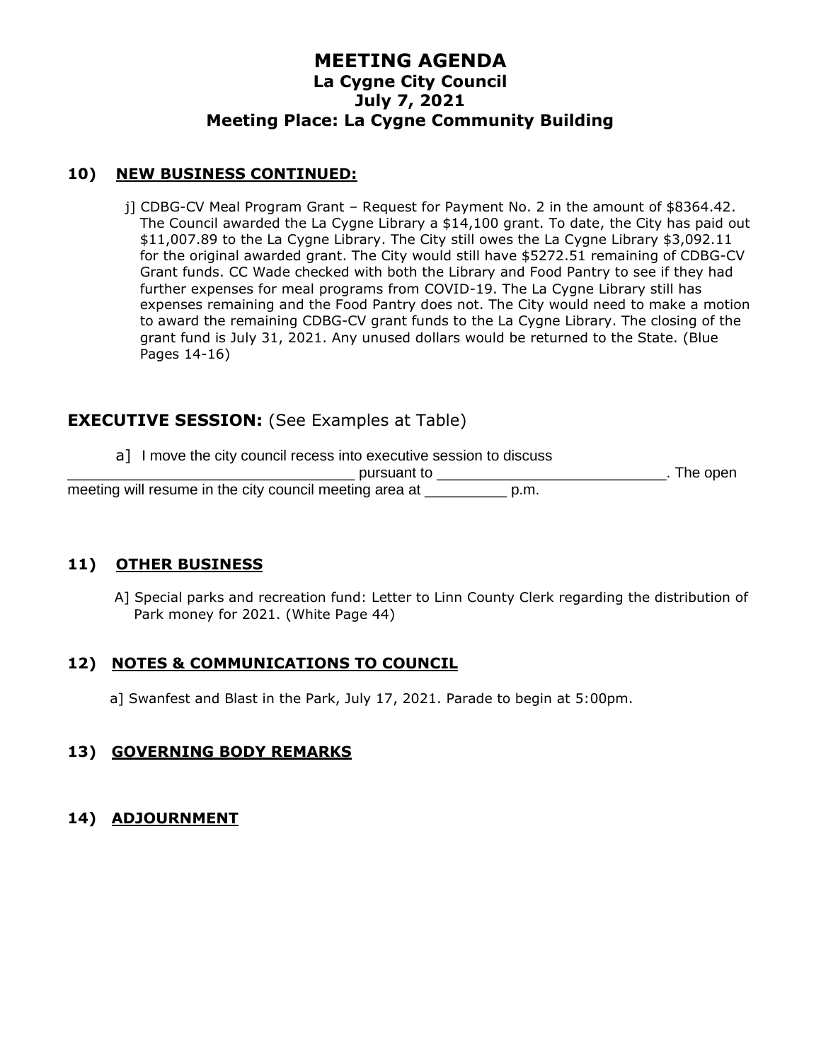# MEETING AGENDA
## La Cygne City Council
## July 7, 2021
## Meeting Place: La Cygne Community Building

### 10) NEW BUSINESS CONTINUED:

j] CDBG-CV Meal Program Grant – Request for Payment No. 2 in the amount of $8364.42. The Council awarded the La Cygne Library a $14,100 grant. To date, the City has paid out $11,007.89 to the La Cygne Library. The City still owes the La Cygne Library $3,092.11 for the original awarded grant. The City would still have $5272.51 remaining of CDBG-CV Grant funds. CC Wade checked with both the Library and Food Pantry to see if they had further expenses for meal programs from COVID-19. The La Cygne Library still has expenses remaining and the Food Pantry does not. The City would need to make a motion to award the remaining CDBG-CV grant funds to the La Cygne Library. The closing of the grant fund is July 31, 2021. Any unused dollars would be returned to the State. (Blue Pages 14-16)

### EXECUTIVE SESSION: (See Examples at Table)

a] I move the city council recess into executive session to discuss ________________________________ pursuant to __________________________. The open meeting will resume in the city council meeting area at _________ p.m.

### 11) OTHER BUSINESS

A] Special parks and recreation fund: Letter to Linn County Clerk regarding the distribution of Park money for 2021. (White Page 44)

### 12) NOTES & COMMUNICATIONS TO COUNCIL

a] Swanfest and Blast in the Park, July 17, 2021. Parade to begin at 5:00pm.

### 13) GOVERNING BODY REMARKS

### 14) ADJOURNMENT